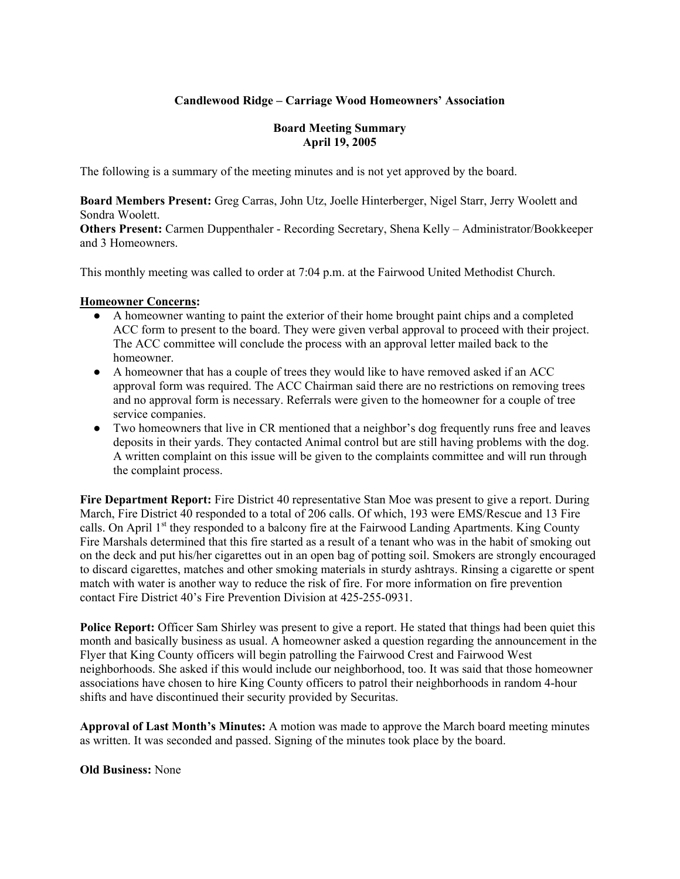# Candlewood Ridge – Carriage Wood Homeowners' Association

## Board Meeting Summary
## April 19, 2005

The following is a summary of the meeting minutes and is not yet approved by the board.

**Board Members Present:** Greg Carras, John Utz, Joelle Hinterberger, Nigel Starr, Jerry Woolett and Sondra Woolett.
**Others Present:** Carmen Duppenthaler - Recording Secretary, Shena Kelly – Administrator/Bookkeeper and 3 Homeowners.

This monthly meeting was called to order at 7:04 p.m. at the Fairwood United Methodist Church.

**Homeowner Concerns:**

- A homeowner wanting to paint the exterior of their home brought paint chips and a completed ACC form to present to the board. They were given verbal approval to proceed with their project. The ACC committee will conclude the process with an approval letter mailed back to the homeowner.
- A homeowner that has a couple of trees they would like to have removed asked if an ACC approval form was required. The ACC Chairman said there are no restrictions on removing trees and no approval form is necessary. Referrals were given to the homeowner for a couple of tree service companies.
- Two homeowners that live in CR mentioned that a neighbor's dog frequently runs free and leaves deposits in their yards. They contacted Animal control but are still having problems with the dog. A written complaint on this issue will be given to the complaints committee and will run through the complaint process.

**Fire Department Report:** Fire District 40 representative Stan Moe was present to give a report. During March, Fire District 40 responded to a total of 206 calls. Of which, 193 were EMS/Rescue and 13 Fire calls. On April 1st they responded to a balcony fire at the Fairwood Landing Apartments. King County Fire Marshals determined that this fire started as a result of a tenant who was in the habit of smoking out on the deck and put his/her cigarettes out in an open bag of potting soil. Smokers are strongly encouraged to discard cigarettes, matches and other smoking materials in sturdy ashtrays. Rinsing a cigarette or spent match with water is another way to reduce the risk of fire. For more information on fire prevention contact Fire District 40's Fire Prevention Division at 425-255-0931.

**Police Report:** Officer Sam Shirley was present to give a report. He stated that things had been quiet this month and basically business as usual. A homeowner asked a question regarding the announcement in the Flyer that King County officers will begin patrolling the Fairwood Crest and Fairwood West neighborhoods. She asked if this would include our neighborhood, too. It was said that those homeowner associations have chosen to hire King County officers to patrol their neighborhoods in random 4-hour shifts and have discontinued their security provided by Securitas.

**Approval of Last Month's Minutes:** A motion was made to approve the March board meeting minutes as written. It was seconded and passed. Signing of the minutes took place by the board.

**Old Business:** None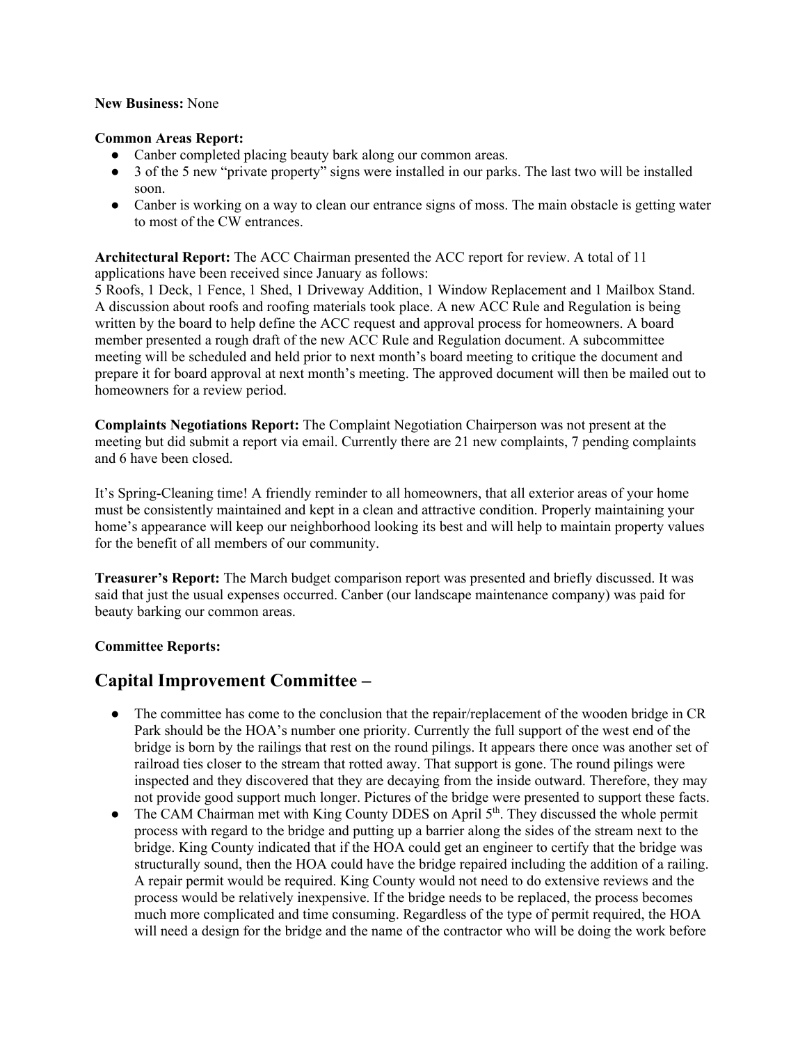**New Business:** None

**Common Areas Report:**

- Canber completed placing beauty bark along our common areas.
- 3 of the 5 new "private property" signs were installed in our parks. The last two will be installed soon.
- Canber is working on a way to clean our entrance signs of moss. The main obstacle is getting water to most of the CW entrances.

**Architectural Report:** The ACC Chairman presented the ACC report for review. A total of 11 applications have been received since January as follows:
5 Roofs, 1 Deck, 1 Fence, 1 Shed, 1 Driveway Addition, 1 Window Replacement and 1 Mailbox Stand. A discussion about roofs and roofing materials took place. A new ACC Rule and Regulation is being written by the board to help define the ACC request and approval process for homeowners. A board member presented a rough draft of the new ACC Rule and Regulation document. A subcommittee meeting will be scheduled and held prior to next month's board meeting to critique the document and prepare it for board approval at next month's meeting. The approved document will then be mailed out to homeowners for a review period.

**Complaints Negotiations Report:** The Complaint Negotiation Chairperson was not present at the meeting but did submit a report via email. Currently there are 21 new complaints, 7 pending complaints and 6 have been closed.

It's Spring-Cleaning time! A friendly reminder to all homeowners, that all exterior areas of your home must be consistently maintained and kept in a clean and attractive condition. Properly maintaining your home's appearance will keep our neighborhood looking its best and will help to maintain property values for the benefit of all members of our community.

**Treasurer's Report:** The March budget comparison report was presented and briefly discussed. It was said that just the usual expenses occurred. Canber (our landscape maintenance company) was paid for beauty barking our common areas.

**Committee Reports:**

## Capital Improvement Committee –

- The committee has come to the conclusion that the repair/replacement of the wooden bridge in CR Park should be the HOA's number one priority. Currently the full support of the west end of the bridge is born by the railings that rest on the round pilings. It appears there once was another set of railroad ties closer to the stream that rotted away. That support is gone. The round pilings were inspected and they discovered that they are decaying from the inside outward. Therefore, they may not provide good support much longer. Pictures of the bridge were presented to support these facts.
- The CAM Chairman met with King County DDES on April 5th. They discussed the whole permit process with regard to the bridge and putting up a barrier along the sides of the stream next to the bridge. King County indicated that if the HOA could get an engineer to certify that the bridge was structurally sound, then the HOA could have the bridge repaired including the addition of a railing. A repair permit would be required. King County would not need to do extensive reviews and the process would be relatively inexpensive. If the bridge needs to be replaced, the process becomes much more complicated and time consuming. Regardless of the type of permit required, the HOA will need a design for the bridge and the name of the contractor who will be doing the work before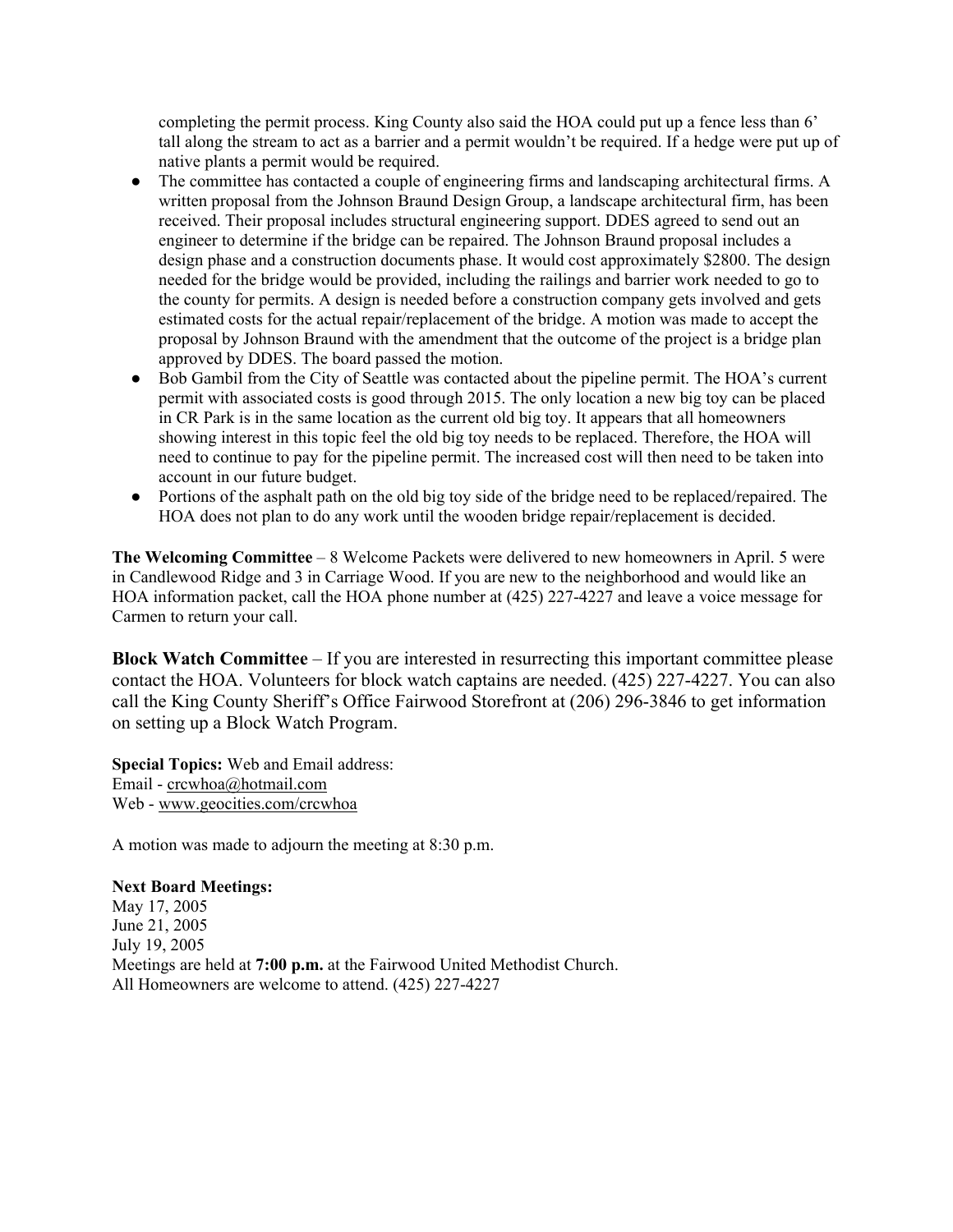completing the permit process. King County also said the HOA could put up a fence less than 6' tall along the stream to act as a barrier and a permit wouldn't be required. If a hedge were put up of native plants a permit would be required.

- The committee has contacted a couple of engineering firms and landscaping architectural firms. A written proposal from the Johnson Braund Design Group, a landscape architectural firm, has been received. Their proposal includes structural engineering support. DDES agreed to send out an engineer to determine if the bridge can be repaired. The Johnson Braund proposal includes a design phase and a construction documents phase. It would cost approximately $2800. The design needed for the bridge would be provided, including the railings and barrier work needed to go to the county for permits. A design is needed before a construction company gets involved and gets estimated costs for the actual repair/replacement of the bridge. A motion was made to accept the proposal by Johnson Braund with the amendment that the outcome of the project is a bridge plan approved by DDES. The board passed the motion.
- Bob Gambil from the City of Seattle was contacted about the pipeline permit. The HOA's current permit with associated costs is good through 2015. The only location a new big toy can be placed in CR Park is in the same location as the current old big toy. It appears that all homeowners showing interest in this topic feel the old big toy needs to be replaced. Therefore, the HOA will need to continue to pay for the pipeline permit. The increased cost will then need to be taken into account in our future budget.
- Portions of the asphalt path on the old big toy side of the bridge need to be replaced/repaired. The HOA does not plan to do any work until the wooden bridge repair/replacement is decided.

**The Welcoming Committee** – 8 Welcome Packets were delivered to new homeowners in April. 5 were in Candlewood Ridge and 3 in Carriage Wood. If you are new to the neighborhood and would like an HOA information packet, call the HOA phone number at (425) 227-4227 and leave a voice message for Carmen to return your call.

**Block Watch Committee** – If you are interested in resurrecting this important committee please contact the HOA. Volunteers for block watch captains are needed. (425) 227-4227. You can also call the King County Sheriff's Office Fairwood Storefront at (206) 296-3846 to get information on setting up a Block Watch Program.

**Special Topics:** Web and Email address:
Email - crcwhoa@hotmail.com
Web - www.geocities.com/crcwhoa

A motion was made to adjourn the meeting at 8:30 p.m.

**Next Board Meetings:**
May 17, 2005
June 21, 2005
July 19, 2005
Meetings are held at **7:00 p.m.** at the Fairwood United Methodist Church.
All Homeowners are welcome to attend. (425) 227-4227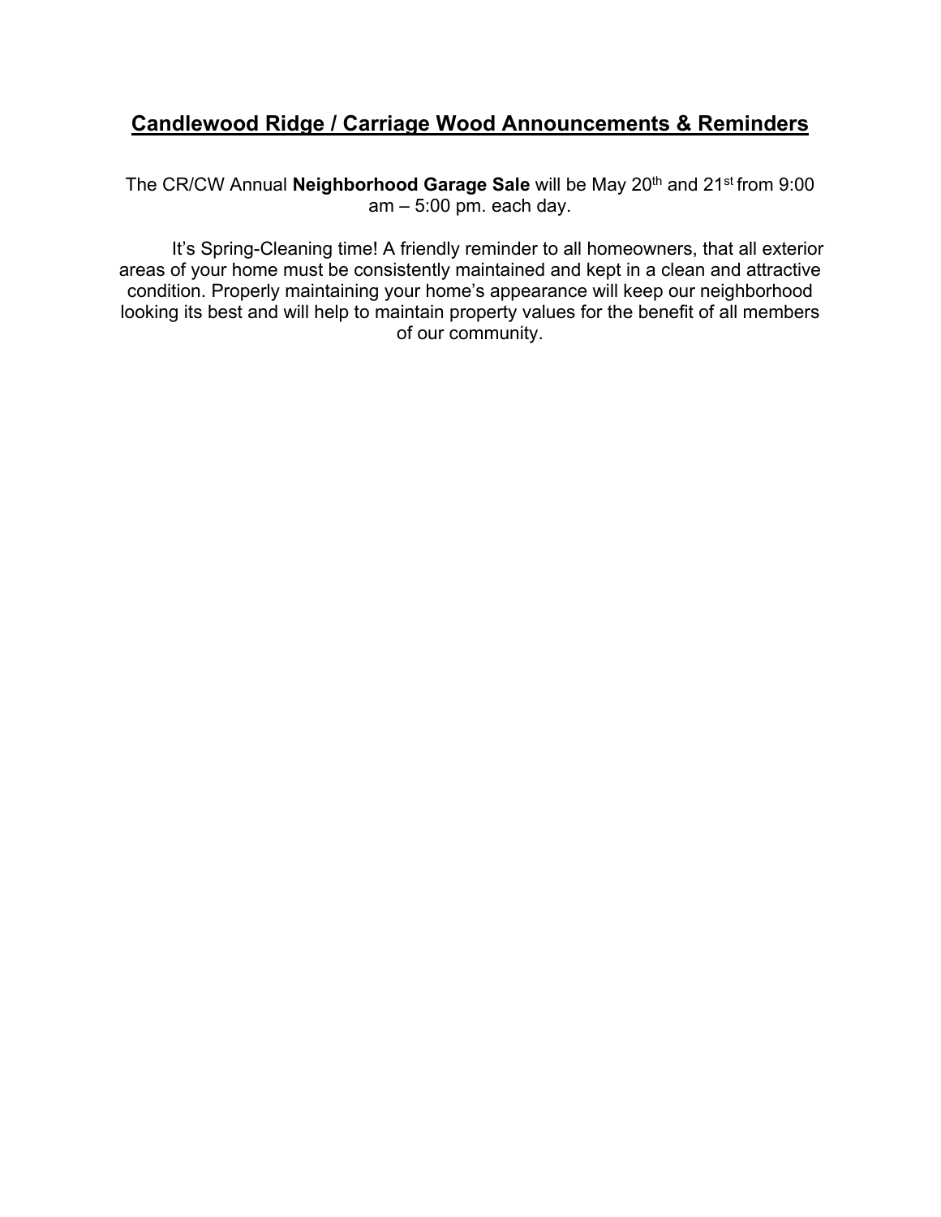## Candlewood Ridge / Carriage Wood Announcements & Reminders

The CR/CW Annual **Neighborhood Garage Sale** will be May 20th and 21st from 9:00 am – 5:00 pm. each day.

It's Spring-Cleaning time! A friendly reminder to all homeowners, that all exterior areas of your home must be consistently maintained and kept in a clean and attractive condition. Properly maintaining your home's appearance will keep our neighborhood looking its best and will help to maintain property values for the benefit of all members of our community.